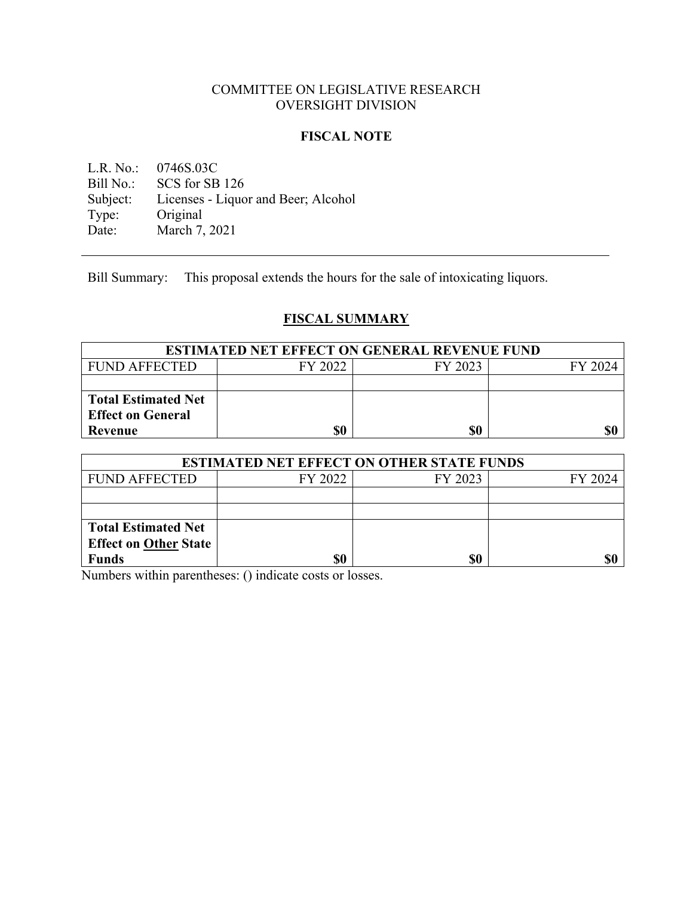COMMITTEE ON LEGISLATIVE RESEARCH
OVERSIGHT DIVISION

**FISCAL NOTE**

L.R. No.: 0746S.03C
Bill No.: SCS for SB 126
Subject: Licenses - Liquor and Beer; Alcohol
Type: Original
Date: March 7, 2021

---

Bill Summary: This proposal extends the hours for the sale of intoxicating liquors.

## FISCAL SUMMARY

| ESTIMATED NET EFFECT ON GENERAL REVENUE FUND | | | |
|---|---|---|---|
| FUND AFFECTED | FY 2022 | FY 2023 | FY 2024 |
| | | | |
| **Total Estimated Net Effect on General Revenue** | **$0** | **$0** | **$0** |

| ESTIMATED NET EFFECT ON OTHER STATE FUNDS | | | |
|---|---|---|---|
| FUND AFFECTED | FY 2022 | FY 2023 | FY 2024 |
| | | | |
| | | | |
| **Total Estimated Net Effect on Other State Funds** | **$0** | **$0** | **$0** |

Numbers within parentheses: () indicate costs or losses.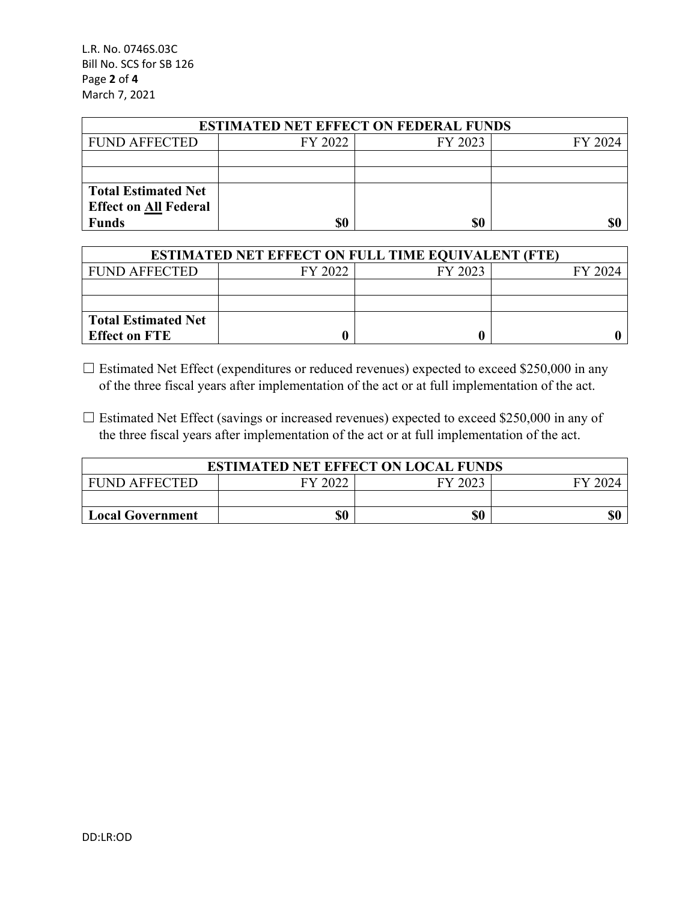| ESTIMATED NET EFFECT ON FEDERAL FUNDS | | | |
|---|---|---|---|
| FUND AFFECTED | FY 2022 | FY 2023 | FY 2024 |
| | | | |
| | | | |
| **Total Estimated Net Effect on All Federal Funds** | **$0** | **$0** | **$0** |

| ESTIMATED NET EFFECT ON FULL TIME EQUIVALENT (FTE) | | | |
|---|---|---|---|
| FUND AFFECTED | FY 2022 | FY 2023 | FY 2024 |
| | | | |
| | | | |
| **Total Estimated Net Effect on FTE** | **0** | **0** | **0** |

☐ Estimated Net Effect (expenditures or reduced revenues) expected to exceed $250,000 in any of the three fiscal years after implementation of the act or at full implementation of the act.

☐ Estimated Net Effect (savings or increased revenues) expected to exceed $250,000 in any of the three fiscal years after implementation of the act or at full implementation of the act.

| ESTIMATED NET EFFECT ON LOCAL FUNDS | | | |
|---|---|---|---|
| FUND AFFECTED | FY 2022 | FY 2023 | FY 2024 |
| | | | |
| **Local Government** | **$0** | **$0** | **$0** |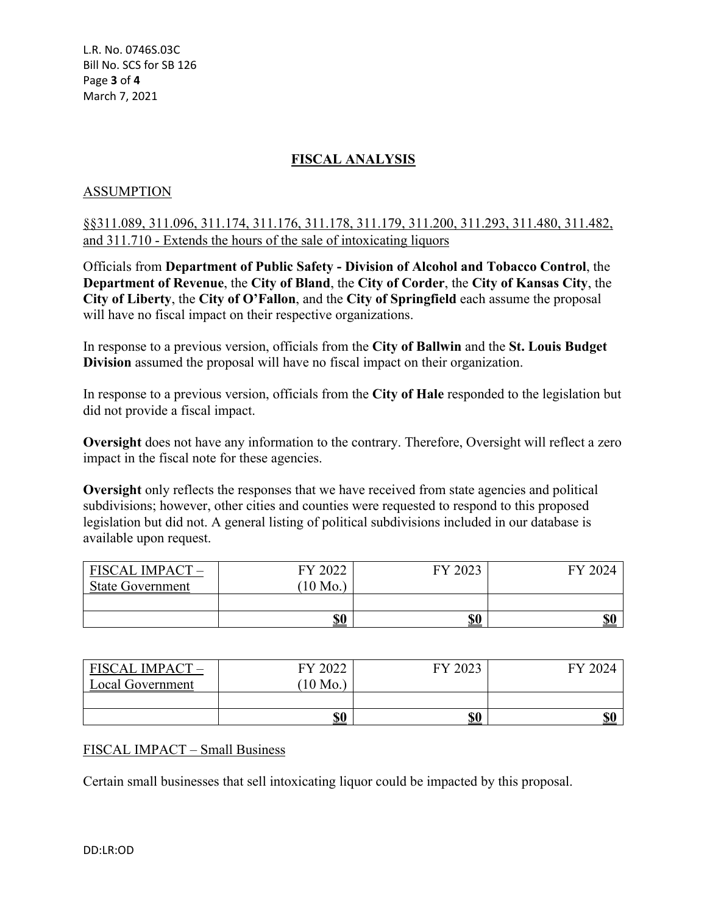## FISCAL ANALYSIS

### ASSUMPTION

§§311.089, 311.096, 311.174, 311.176, 311.178, 311.179, 311.200, 311.293, 311.480, 311.482, and 311.710 - Extends the hours of the sale of intoxicating liquors

Officials from **Department of Public Safety - Division of Alcohol and Tobacco Control**, the **Department of Revenue**, the **City of Bland**, the **City of Corder**, the **City of Kansas City**, the **City of Liberty**, the **City of O'Fallon**, and the **City of Springfield** each assume the proposal will have no fiscal impact on their respective organizations.

In response to a previous version, officials from the **City of Ballwin** and the **St. Louis Budget Division** assumed the proposal will have no fiscal impact on their organization.

In response to a previous version, officials from the **City of Hale** responded to the legislation but did not provide a fiscal impact.

**Oversight** does not have any information to the contrary. Therefore, Oversight will reflect a zero impact in the fiscal note for these agencies.

**Oversight** only reflects the responses that we have received from state agencies and political subdivisions; however, other cities and counties were requested to respond to this proposed legislation but did not. A general listing of political subdivisions included in our database is available upon request.

| FISCAL IMPACT – State Government | FY 2022 (10 Mo.) | FY 2023 | FY 2024 |
|---|---|---|---|
| | | | |
| | **$0** | **$0** | **$0** |

| FISCAL IMPACT – Local Government | FY 2022 (10 Mo.) | FY 2023 | FY 2024 |
|---|---|---|---|
| | | | |
| | **$0** | **$0** | **$0** |

### FISCAL IMPACT – Small Business

Certain small businesses that sell intoxicating liquor could be impacted by this proposal.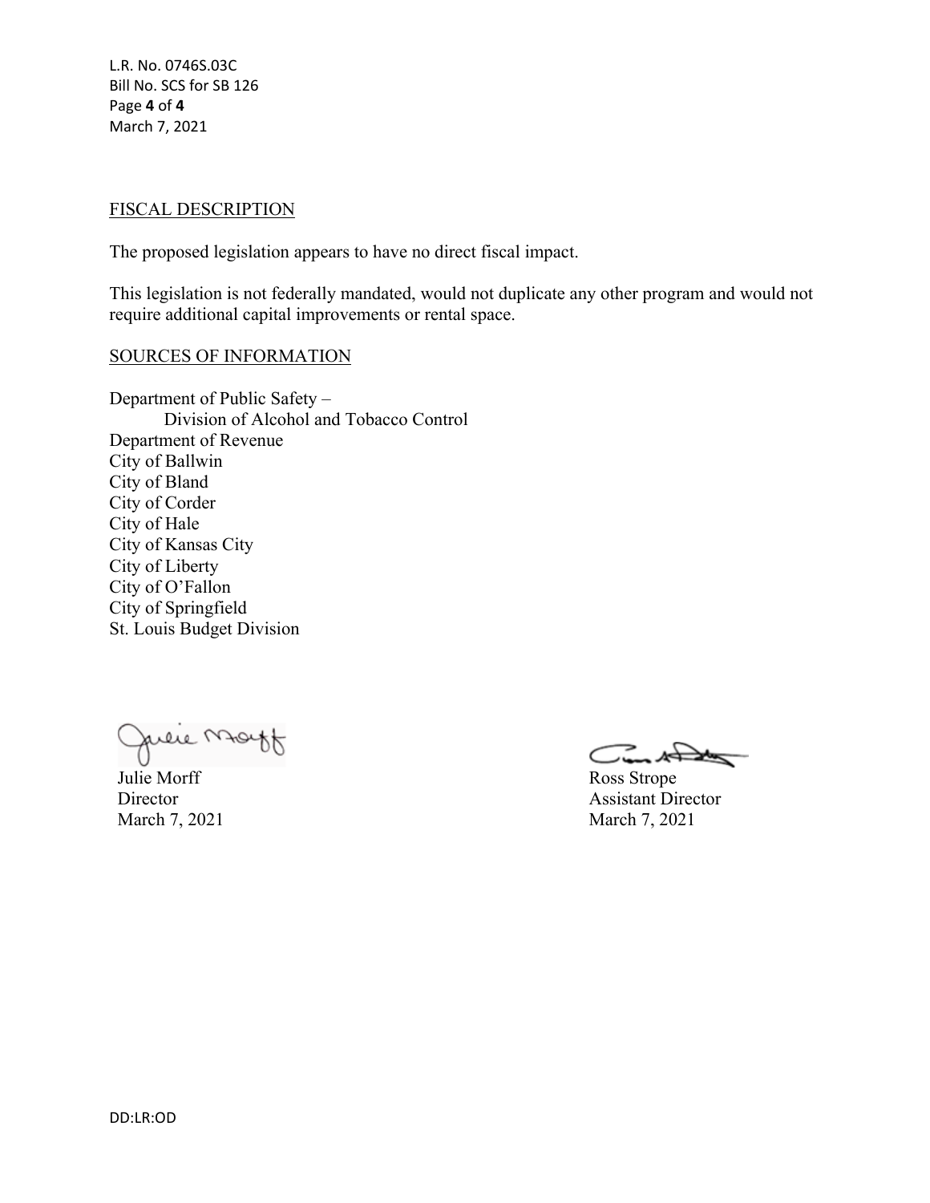FISCAL DESCRIPTION

The proposed legislation appears to have no direct fiscal impact.

This legislation is not federally mandated, would not duplicate any other program and would not require additional capital improvements or rental space.

SOURCES OF INFORMATION

Department of Public Safety –
    Division of Alcohol and Tobacco Control
Department of Revenue
City of Ballwin
City of Bland
City of Corder
City of Hale
City of Kansas City
City of Liberty
City of O'Fallon
City of Springfield
St. Louis Budget Division

| | |
|---|---|
| Julie Morff | Ross Strope |
| Director | Assistant Director |
| March 7, 2021 | March 7, 2021 |

DD:LR:OD